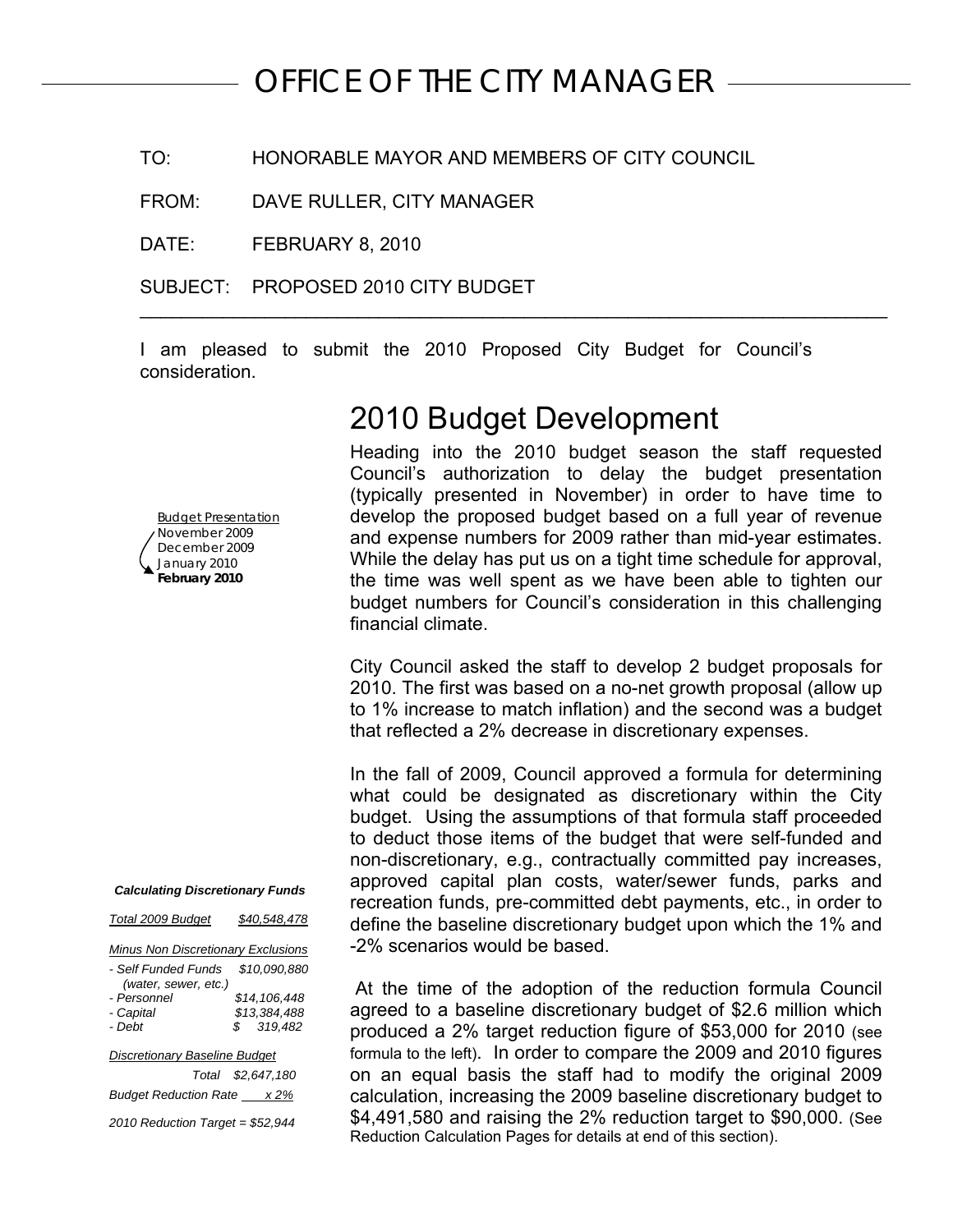# OFFICE OF THE CITY MANAGER

TO: HONORABLE MAYOR AND MEMBERS OF CITY COUNCIL

FROM: DAVE RULLER, CITY MANAGER

DATE: FEBRUARY 8, 2010

SUBJECT: PROPOSED 2010 CITY BUDGET

---

I am pleased to submit the 2010 Proposed City Budget for Council's consideration.

## 2010 Budget Development

Budget Presentation
November 2009
December 2009
January 2010
**February 2010**

Heading into the 2010 budget season the staff requested Council's authorization to delay the budget presentation (typically presented in November) in order to have time to develop the proposed budget based on a full year of revenue and expense numbers for 2009 rather than mid-year estimates. While the delay has put us on a tight time schedule for approval, the time was well spent as we have been able to tighten our budget numbers for Council's consideration in this challenging financial climate.

City Council asked the staff to develop 2 budget proposals for 2010. The first was based on a no-net growth proposal (allow up to 1% increase to match inflation) and the second was a budget that reflected a 2% decrease in discretionary expenses.

In the fall of 2009, Council approved a formula for determining what could be designated as discretionary within the City budget. Using the assumptions of that formula staff proceeded to deduct those items of the budget that were self-funded and non-discretionary, e.g., contractually committed pay increases, approved capital plan costs, water/sewer funds, parks and recreation funds, pre-committed debt payments, etc., in order to define the baseline discretionary budget upon which the 1% and -2% scenarios would be based.

At the time of the adoption of the reduction formula Council agreed to a baseline discretionary budget of $2.6 million which produced a 2% target reduction figure of $53,000 for 2010 (see formula to the left). In order to compare the 2009 and 2010 figures on an equal basis the staff had to modify the original 2009 calculation, increasing the 2009 baseline discretionary budget to $4,491,580 and raising the 2% reduction target to $90,000. (See Reduction Calculation Pages for details at end of this section).

***Calculating Discretionary Funds***

| *Total 2009 Budget* | *$40,548,478* |
|---|---|
| ***Minus Non Discretionary Exclusions*** | |
| *- Self Funded Funds (water, sewer, etc.)* | *$10,090,880* |
| *- Personnel* | *$14,106,448* |
| *- Capital* | *$13,384,488* |
| *- Debt* | *$ 319,482* |
| ***Discretionary Baseline Budget*** | |
| *Total* | *$2,647,180* |
| *Budget Reduction Rate* | *x 2%* |
| *2010 Reduction Target = $52,944* | |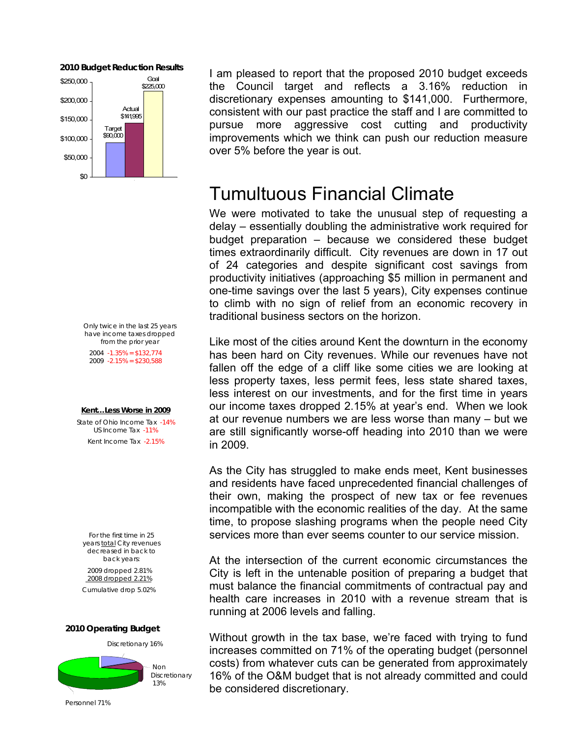**2010 Budget Reduction Results**

| | Target | Actual | Goal |
|---|---|---|---|
| Amount | $90,000 | $141,995 | $225,000 |

I am pleased to report that the proposed 2010 budget exceeds the Council target and reflects a 3.16% reduction in discretionary expenses amounting to $141,000. Furthermore, consistent with our past practice the staff and I are committed to pursue more aggressive cost cutting and productivity improvements which we think can push our reduction measure over 5% before the year is out.

# Tumultuous Financial Climate

We were motivated to take the unusual step of requesting a delay – essentially doubling the administrative work required for budget preparation – because we considered these budget times extraordinarily difficult. City revenues are down in 17 out of 24 categories and despite significant cost savings from productivity initiatives (approaching $5 million in permanent and one-time savings over the last 5 years), City expenses continue to climb with no sign of relief from an economic recovery in traditional business sectors on the horizon.

Only twice in the last 25 years have income taxes dropped from the prior year

2004 -1.35% = $132,774
2009 -2.15% = $230,588

Like most of the cities around Kent the downturn in the economy has been hard on City revenues. While our revenues have not fallen off the edge of a cliff like some cities we are looking at less property taxes, less permit fees, less state shared taxes, less interest on our investments, and for the first time in years our income taxes dropped 2.15% at year's end. When we look at our revenue numbers we are less worse than many – but we are still significantly worse-off heading into 2010 than we were in 2009.

**Kent…Less Worse in 2009**

State of Ohio Income Tax -14%
US Income Tax -11%
Kent Income Tax -2.15%

As the City has struggled to make ends meet, Kent businesses and residents have faced unprecedented financial challenges of their own, making the prospect of new tax or fee revenues incompatible with the economic realities of the day. At the same time, to propose slashing programs when the people need City services more than ever seems counter to our service mission.

For the first time in 25 years total City revenues decreased in back to back years:

2009 dropped 2.81%
2008 dropped 2.21%
Cumulative drop 5.02%

At the intersection of the current economic circumstances the City is left in the untenable position of preparing a budget that must balance the financial commitments of contractual pay and health care increases in 2010 with a revenue stream that is running at 2006 levels and falling.

**2010 Operating Budget**

Discretionary 16%
Non Discretionary 13%
Personnel 71%

Without growth in the tax base, we're faced with trying to fund increases committed on 71% of the operating budget (personnel costs) from whatever cuts can be generated from approximately 16% of the O&M budget that is not already committed and could be considered discretionary.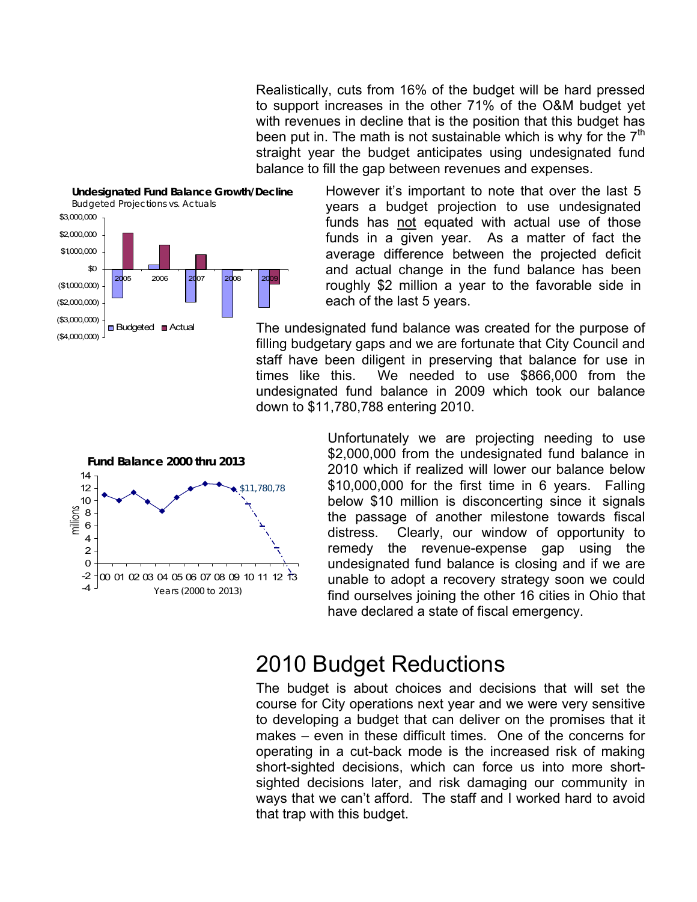Realistically, cuts from 16% of the budget will be hard pressed to support increases in the other 71% of the O&M budget yet with revenues in decline that is the position that this budget has been put in. The math is not sustainable which is why for the 7th straight year the budget anticipates using undesignated fund balance to fill the gap between revenues and expenses.

However it's important to note that over the last 5 years a budget projection to use undesignated funds has not equated with actual use of those funds in a given year. As a matter of fact the average difference between the projected deficit and actual change in the fund balance has been roughly $2 million a year to the favorable side in each of the last 5 years.

The undesignated fund balance was created for the purpose of filling budgetary gaps and we are fortunate that City Council and staff have been diligent in preserving that balance for use in times like this. We needed to use $866,000 from the undesignated fund balance in 2009 which took our balance down to $11,780,788 entering 2010.

Unfortunately we are projecting needing to use $2,000,000 from the undesignated fund balance in 2010 which if realized will lower our balance below $10,000,000 for the first time in 6 years. Falling below $10 million is disconcerting since it signals the passage of another milestone towards fiscal distress. Clearly, our window of opportunity to remedy the revenue-expense gap using the undesignated fund balance is closing and if we are unable to adopt a recovery strategy soon we could find ourselves joining the other 16 cities in Ohio that have declared a state of fiscal emergency.

## 2010 Budget Reductions

The budget is about choices and decisions that will set the course for City operations next year and we were very sensitive to developing a budget that can deliver on the promises that it makes – even in these difficult times. One of the concerns for operating in a cut-back mode is the increased risk of making short-sighted decisions, which can force us into more short-sighted decisions later, and risk damaging our community in ways that we can't afford. The staff and I worked hard to avoid that trap with this budget.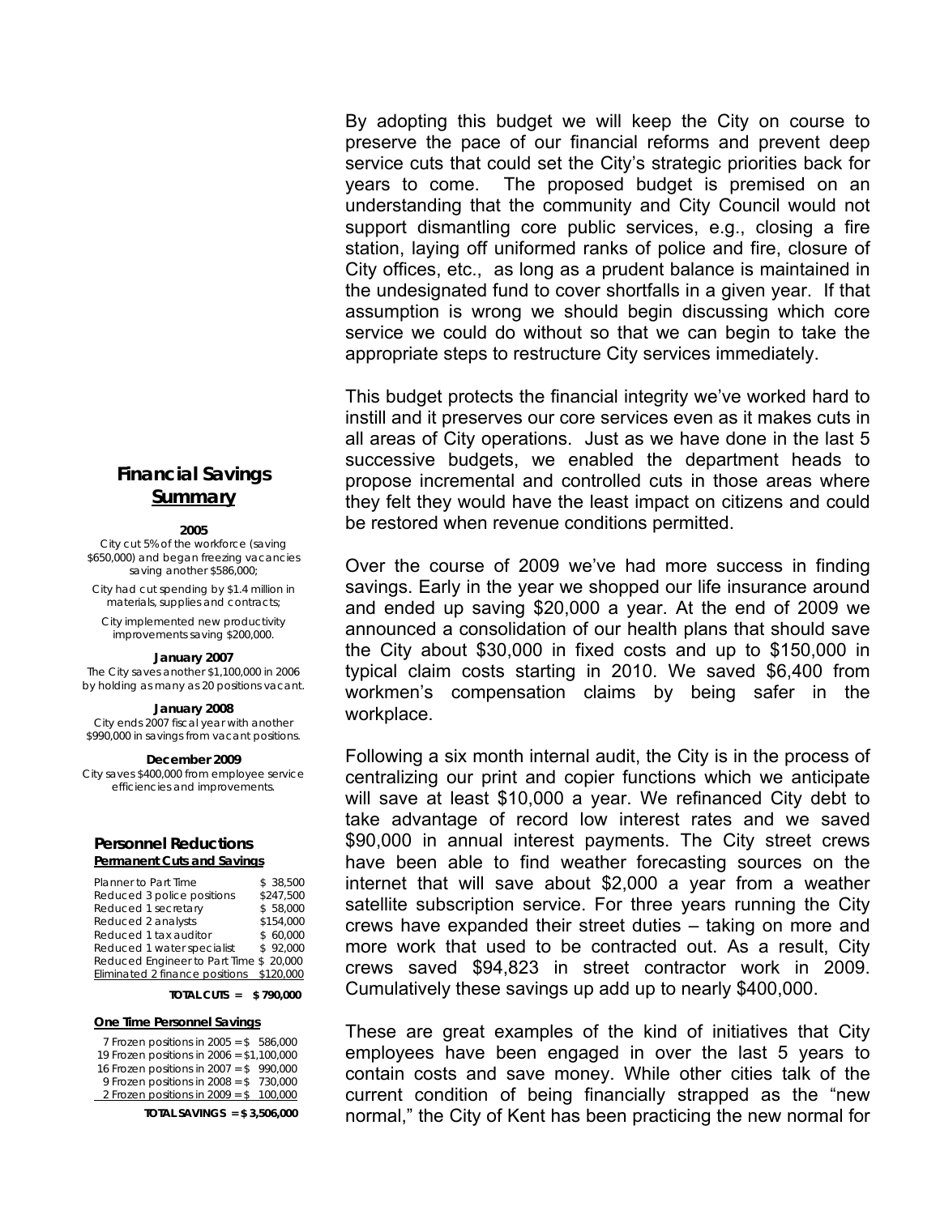By adopting this budget we will keep the City on course to preserve the pace of our financial reforms and prevent deep service cuts that could set the City's strategic priorities back for years to come. The proposed budget is premised on an understanding that the community and City Council would not support dismantling core public services, e.g., closing a fire station, laying off uniformed ranks of police and fire, closure of City offices, etc., as long as a prudent balance is maintained in the undesignated fund to cover shortfalls in a given year. If that assumption is wrong we should begin discussing which core service we could do without so that we can begin to take the appropriate steps to restructure City services immediately.

This budget protects the financial integrity we've worked hard to instill and it preserves our core services even as it makes cuts in all areas of City operations. Just as we have done in the last 5 successive budgets, we enabled the department heads to propose incremental and controlled cuts in those areas where they felt they would have the least impact on citizens and could be restored when revenue conditions permitted.

Over the course of 2009 we've had more success in finding savings. Early in the year we shopped our life insurance around and ended up saving $20,000 a year. At the end of 2009 we announced a consolidation of our health plans that should save the City about $30,000 in fixed costs and up to $150,000 in typical claim costs starting in 2010. We saved $6,400 from workmen's compensation claims by being safer in the workplace.

Following a six month internal audit, the City is in the process of centralizing our print and copier functions which we anticipate will save at least $10,000 a year. We refinanced City debt to take advantage of record low interest rates and we saved $90,000 in annual interest payments. The City street crews have been able to find weather forecasting sources on the internet that will save about $2,000 a year from a weather satellite subscription service. For three years running the City crews have expanded their street duties – taking on more and more work that used to be contracted out. As a result, City crews saved $94,823 in street contractor work in 2009. Cumulatively these savings up add up to nearly $400,000.

These are great examples of the kind of initiatives that City employees have been engaged in over the last 5 years to contain costs and save money. While other cities talk of the current condition of being financially strapped as the "new normal," the City of Kent has been practicing the new normal for

## Financial Savings Summary

**2005**

City cut 5% of the workforce (saving $650,000) and began freezing vacancies saving another $586,000;

City had cut spending by $1.4 million in materials, supplies and contracts;

City implemented new productivity improvements saving $200,000.

**January 2007**

The City saves another $1,100,000 in 2006 by holding as many as 20 positions vacant.

**January 2008**

City ends 2007 fiscal year with another $990,000 in savings from vacant positions.

**December 2009**

City saves $400,000 from employee service efficiencies and improvements.

### Personnel Reductions

**Permanent Cuts and Savings**

| | |
|---|---|
| Planner to Part Time | $ 38,500 |
| Reduced 3 police positions | $247,500 |
| Reduced 1 secretary | $ 58,000 |
| Reduced 2 analysts | $154,000 |
| Reduced 1 tax auditor | $ 60,000 |
| Reduced 1 water specialist | $ 92,000 |
| Reduced Engineer to Part Time | $ 20,000 |
| Eliminated 2 finance positions | $120,000 |
| **TOTAL CUTS =** | **$ 790,000** |

**One Time Personnel Savings**

| | |
|---|---|
| 7 Frozen positions in 2005 = | $ 586,000 |
| 19 Frozen positions in 2006 = | $1,100,000 |
| 16 Frozen positions in 2007 = | $ 990,000 |
| 9 Frozen positions in 2008 = | $ 730,000 |
| 2 Frozen positions in 2009 = | $ 100,000 |
| **TOTAL SAVINGS =** | **$ 3,506,000** |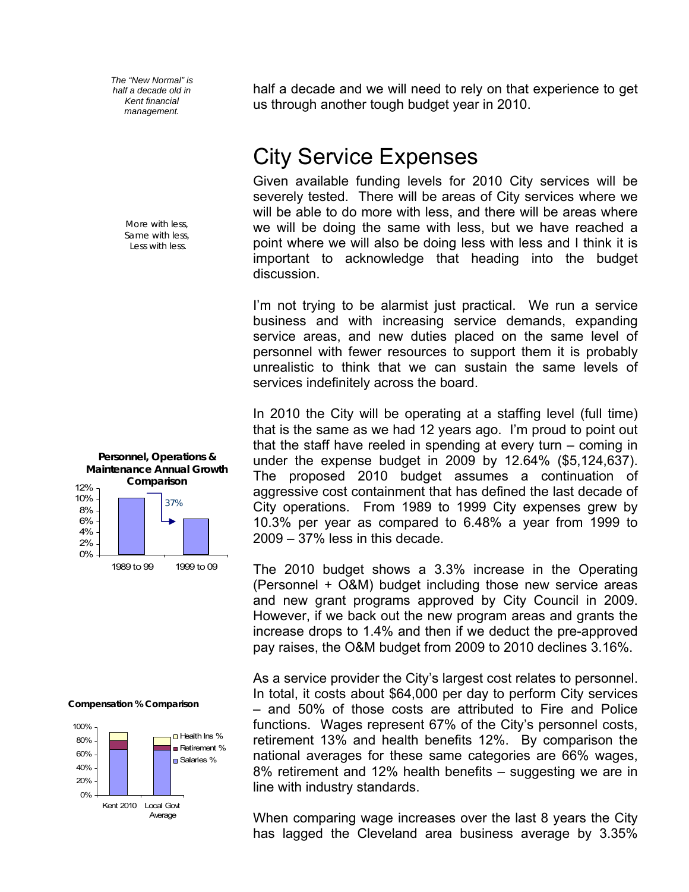*The "New Normal" is half a decade old in Kent financial management.*

half a decade and we will need to rely on that experience to get us through another tough budget year in 2010.

# City Service Expenses

Given available funding levels for 2010 City services will be severely tested. There will be areas of City services where we will be able to do more with less, and there will be areas where we will be doing the same with less, but we have reached a point where we will also be doing less with less and I think it is important to acknowledge that heading into the budget discussion.

More with less,
Same with less,
Less with less.

I'm not trying to be alarmist just practical. We run a service business and with increasing service demands, expanding service areas, and new duties placed on the same level of personnel with fewer resources to support them it is probably unrealistic to think that we can sustain the same levels of services indefinitely across the board.

In 2010 the City will be operating at a staffing level (full time) that is the same as we had 12 years ago. I'm proud to point out that the staff have reeled in spending at every turn – coming in under the expense budget in 2009 by 12.64% ($5,124,637). The proposed 2010 budget assumes a continuation of aggressive cost containment that has defined the last decade of City operations. From 1989 to 1999 City expenses grew by 10.3% per year as compared to 6.48% a year from 1999 to 2009 – 37% less in this decade.

**Personnel, Operations & Maintenance Annual Growth Comparison**

| Period | Annual Growth |
|---|---|
| 1989 to 99 | 10.3% |
| 1999 to 09 | 6.48% |

37%

The 2010 budget shows a 3.3% increase in the Operating (Personnel + O&M) budget including those new service areas and new grant programs approved by City Council in 2009. However, if we back out the new program areas and grants the increase drops to 1.4% and then if we deduct the pre-approved pay raises, the O&M budget from 2009 to 2010 declines 3.16%.

As a service provider the City's largest cost relates to personnel. In total, it costs about $64,000 per day to perform City services – and 50% of those costs are attributed to Fire and Police functions. Wages represent 67% of the City's personnel costs, retirement 13% and health benefits 12%. By comparison the national averages for these same categories are 66% wages, 8% retirement and 12% health benefits – suggesting we are in line with industry standards.

**Compensation % Comparison**

| | Salaries % | Retirement % | Health Ins % |
|---|---|---|---|
| Kent 2010 | 67% | 13% | 12% |
| Local Govt Average | 66% | 8% | 12% |

When comparing wage increases over the last 8 years the City has lagged the Cleveland area business average by 3.35%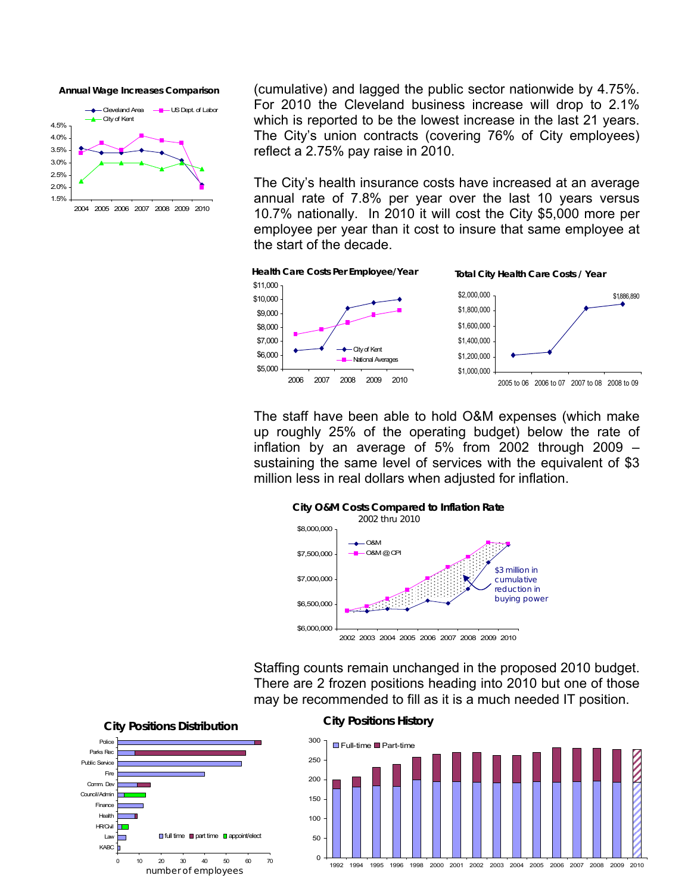(cumulative) and lagged the public sector nationwide by 4.75%. For 2010 the Cleveland business increase will drop to 2.1% which is reported to be the lowest increase in the last 21 years. The City's union contracts (covering 76% of City employees) reflect a 2.75% pay raise in 2010.

**Annual Wage Increases Comparison**

The City's health insurance costs have increased at an average annual rate of 7.8% per year over the last 10 years versus 10.7% nationally. In 2010 it will cost the City $5,000 more per employee per year than it cost to insure that same employee at the start of the decade.

**Health Care Costs Per Employee/Year**

**Total City Health Care Costs / Year**

The staff have been able to hold O&M expenses (which make up roughly 25% of the operating budget) below the rate of inflation by an average of 5% from 2002 through 2009 – sustaining the same level of services with the equivalent of $3 million less in real dollars when adjusted for inflation.

**City O&M Costs Compared to Inflation Rate**
2002 thru 2010

Staffing counts remain unchanged in the proposed 2010 budget. There are 2 frozen positions heading into 2010 but one of those may be recommended to fill as it is a much needed IT position.

**City Positions Distribution**

**City Positions History**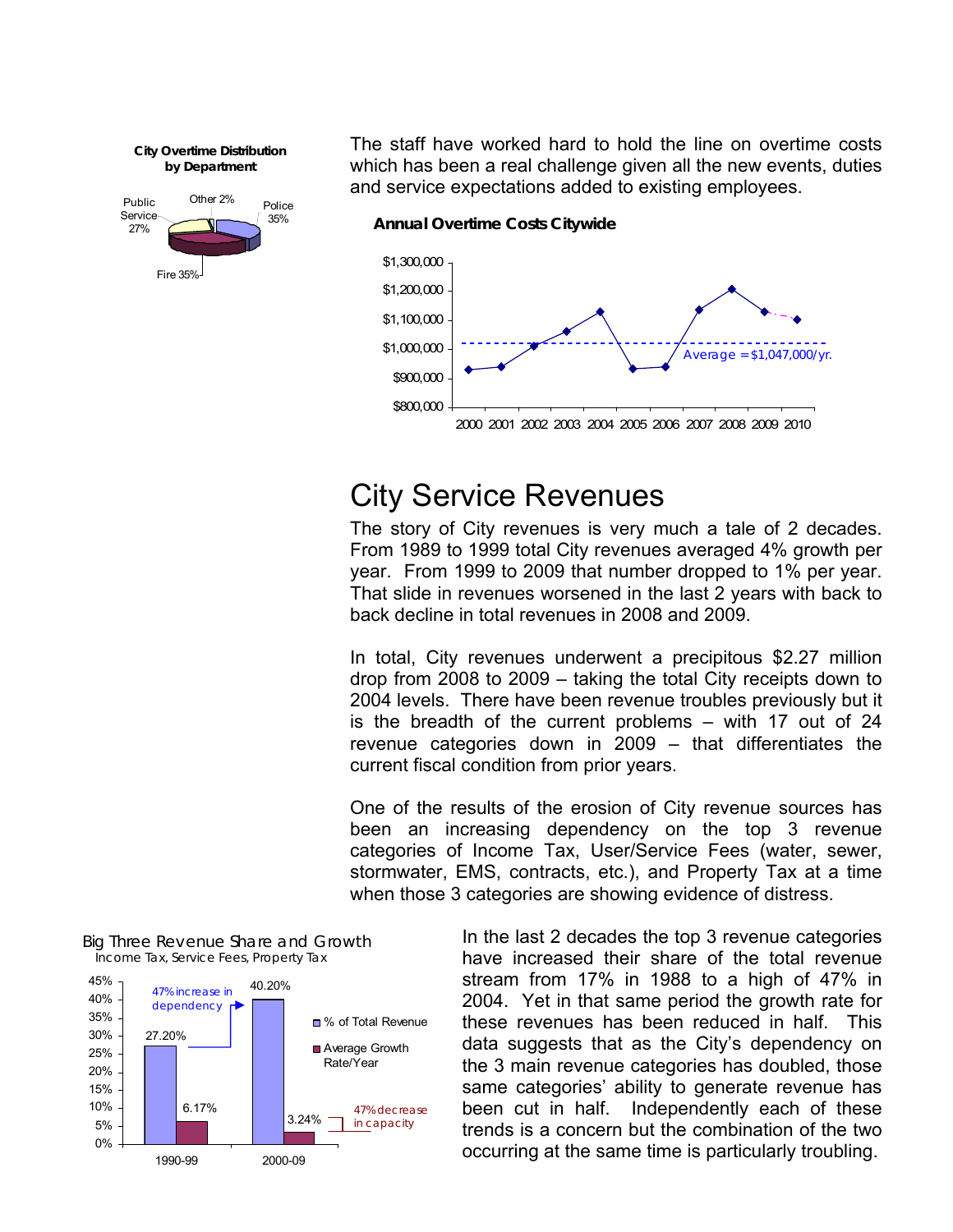**City Overtime Distribution by Department**

Public Service 27%, Other 2%, Police 35%, Fire 35%

The staff have worked hard to hold the line on overtime costs which has been a real challenge given all the new events, duties and service expectations added to existing employees.

**Annual Overtime Costs Citywide**

Average = $1,047,000/yr.

# City Service Revenues

The story of City revenues is very much a tale of 2 decades. From 1989 to 1999 total City revenues averaged 4% growth per year. From 1999 to 2009 that number dropped to 1% per year. That slide in revenues worsened in the last 2 years with back to back decline in total revenues in 2008 and 2009.

In total, City revenues underwent a precipitous $2.27 million drop from 2008 to 2009 – taking the total City receipts down to 2004 levels. There have been revenue troubles previously but it is the breadth of the current problems – with 17 out of 24 revenue categories down in 2009 – that differentiates the current fiscal condition from prior years.

One of the results of the erosion of City revenue sources has been an increasing dependency on the top 3 revenue categories of Income Tax, User/Service Fees (water, sewer, stormwater, EMS, contracts, etc.), and Property Tax at a time when those 3 categories are showing evidence of distress.

**Big Three Revenue Share and Growth**
Income Tax, Service Fees, Property Tax

| | % of Total Revenue | Average Growth Rate/Year |
|---|---|---|
| 1990-99 | 27.20% | 6.17% |
| 2000-09 | 40.20% | 3.24% |

47% increase in dependency; 47% decrease in capacity

In the last 2 decades the top 3 revenue categories have increased their share of the total revenue stream from 17% in 1988 to a high of 47% in 2004. Yet in that same period the growth rate for these revenues has been reduced in half. This data suggests that as the City's dependency on the 3 main revenue categories has doubled, those same categories' ability to generate revenue has been cut in half. Independently each of these trends is a concern but the combination of the two occurring at the same time is particularly troubling.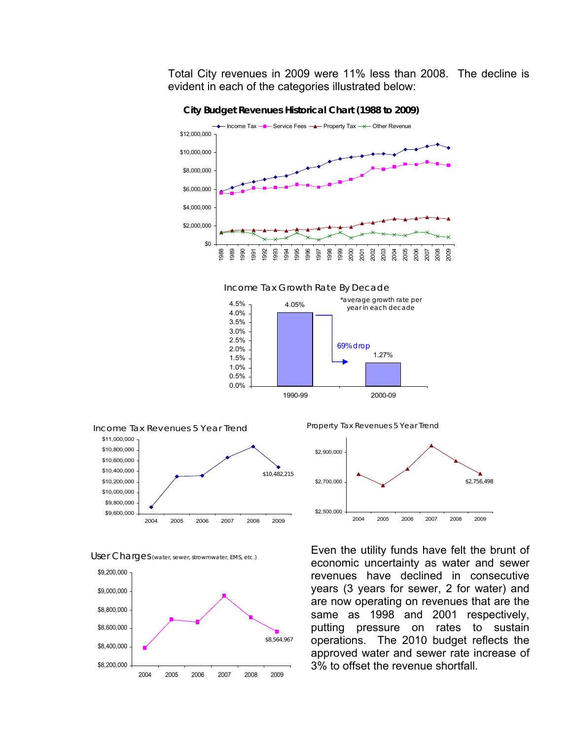Total City revenues in 2009 were 11% less than 2008. The decline is evident in each of the categories illustrated below:

**City Budget Revenues Historical Chart (1988 to 2009)**

Income Tax Growth Rate By Decade

*average growth rate per year in each decade

| Decade | Growth Rate |
|---|---|
| 1990-99 | 4.05% |
| 2000-09 | 1.27% |

69% drop

Income Tax Revenues 5 Year Trend

$10,482,215

Property Tax Revenues 5 Year Trend

$2,756,498

User Charges (water, sewer, strowmwater, EMS, etc.)

$8,564,967

Even the utility funds have felt the brunt of economic uncertainty as water and sewer revenues have declined in consecutive years (3 years for sewer, 2 for water) and are now operating on revenues that are the same as 1998 and 2001 respectively, putting pressure on rates to sustain operations. The 2010 budget reflects the approved water and sewer rate increase of 3% to offset the revenue shortfall.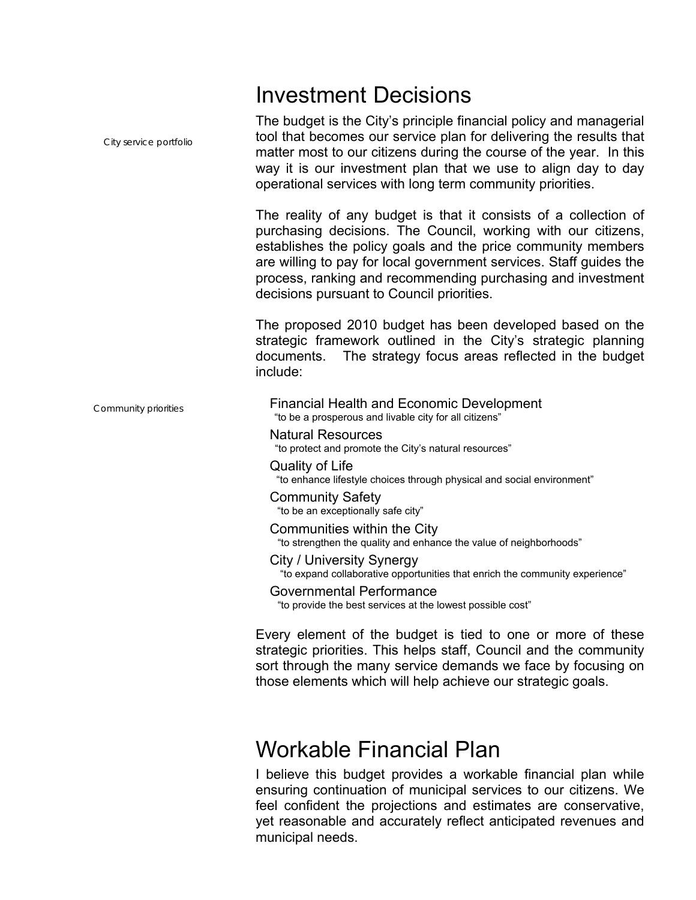## Investment Decisions

City service portfolio

The budget is the City's principle financial policy and managerial tool that becomes our service plan for delivering the results that matter most to our citizens during the course of the year. In this way it is our investment plan that we use to align day to day operational services with long term community priorities.

The reality of any budget is that it consists of a collection of purchasing decisions. The Council, working with our citizens, establishes the policy goals and the price community members are willing to pay for local government services. Staff guides the process, ranking and recommending purchasing and investment decisions pursuant to Council priorities.

The proposed 2010 budget has been developed based on the strategic framework outlined in the City's strategic planning documents. The strategy focus areas reflected in the budget include:

Community priorities

Financial Health and Economic Development
"to be a prosperous and livable city for all citizens"

Natural Resources
"to protect and promote the City's natural resources"

Quality of Life
"to enhance lifestyle choices through physical and social environment"

Community Safety
"to be an exceptionally safe city"

Communities within the City
"to strengthen the quality and enhance the value of neighborhoods"

City / University Synergy
"to expand collaborative opportunities that enrich the community experience"

Governmental Performance
"to provide the best services at the lowest possible cost"

Every element of the budget is tied to one or more of these strategic priorities. This helps staff, Council and the community sort through the many service demands we face by focusing on those elements which will help achieve our strategic goals.

## Workable Financial Plan

I believe this budget provides a workable financial plan while ensuring continuation of municipal services to our citizens. We feel confident the projections and estimates are conservative, yet reasonable and accurately reflect anticipated revenues and municipal needs.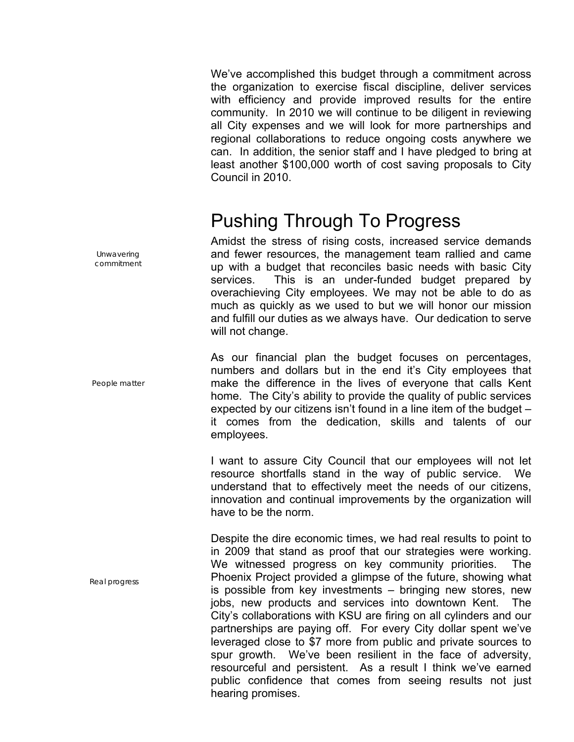We've accomplished this budget through a commitment across the organization to exercise fiscal discipline, deliver services with efficiency and provide improved results for the entire community. In 2010 we will continue to be diligent in reviewing all City expenses and we will look for more partnerships and regional collaborations to reduce ongoing costs anywhere we can. In addition, the senior staff and I have pledged to bring at least another $100,000 worth of cost saving proposals to City Council in 2010.

## Pushing Through To Progress

*Unwavering commitment*

Amidst the stress of rising costs, increased service demands and fewer resources, the management team rallied and came up with a budget that reconciles basic needs with basic City services. This is an under-funded budget prepared by overachieving City employees. We may not be able to do as much as quickly as we used to but we will honor our mission and fulfill our duties as we always have. Our dedication to serve will not change.

*People matter*

As our financial plan the budget focuses on percentages, numbers and dollars but in the end it's City employees that make the difference in the lives of everyone that calls Kent home. The City's ability to provide the quality of public services expected by our citizens isn't found in a line item of the budget – it comes from the dedication, skills and talents of our employees.

I want to assure City Council that our employees will not let resource shortfalls stand in the way of public service. We understand that to effectively meet the needs of our citizens, innovation and continual improvements by the organization will have to be the norm.

*Real progress*

Despite the dire economic times, we had real results to point to in 2009 that stand as proof that our strategies were working. We witnessed progress on key community priorities. The Phoenix Project provided a glimpse of the future, showing what is possible from key investments – bringing new stores, new jobs, new products and services into downtown Kent. The City's collaborations with KSU are firing on all cylinders and our partnerships are paying off. For every City dollar spent we've leveraged close to $7 more from public and private sources to spur growth. We've been resilient in the face of adversity, resourceful and persistent. As a result I think we've earned public confidence that comes from seeing results not just hearing promises.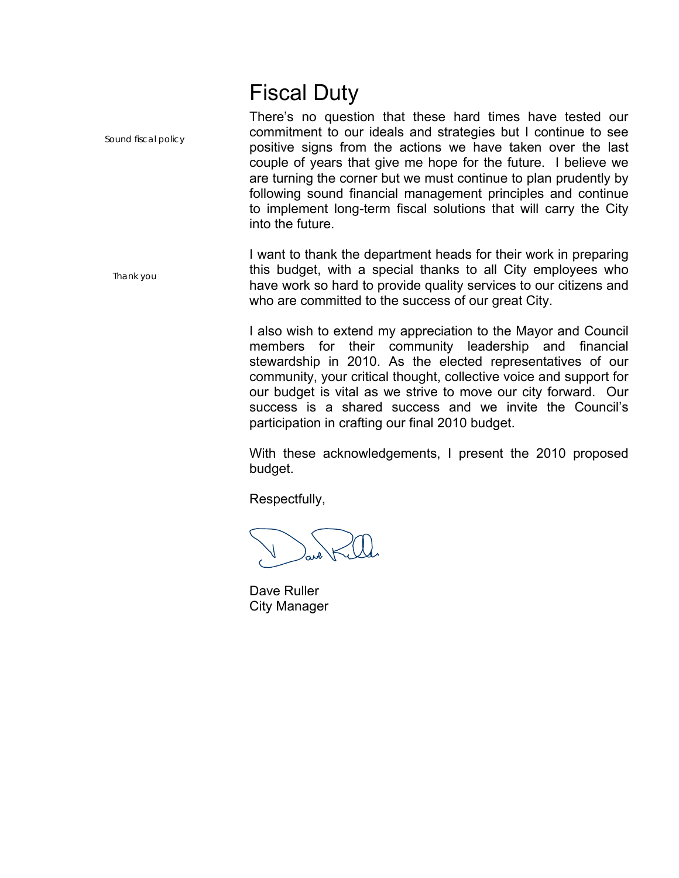# Fiscal Duty

Sound fiscal policy

There's no question that these hard times have tested our commitment to our ideals and strategies but I continue to see positive signs from the actions we have taken over the last couple of years that give me hope for the future. I believe we are turning the corner but we must continue to plan prudently by following sound financial management principles and continue to implement long-term fiscal solutions that will carry the City into the future.

Thank you

I want to thank the department heads for their work in preparing this budget, with a special thanks to all City employees who have work so hard to provide quality services to our citizens and who are committed to the success of our great City.

I also wish to extend my appreciation to the Mayor and Council members for their community leadership and financial stewardship in 2010. As the elected representatives of our community, your critical thought, collective voice and support for our budget is vital as we strive to move our city forward. Our success is a shared success and we invite the Council's participation in crafting our final 2010 budget.

With these acknowledgements, I present the 2010 proposed budget.

Respectfully,

Dave Ruller
City Manager